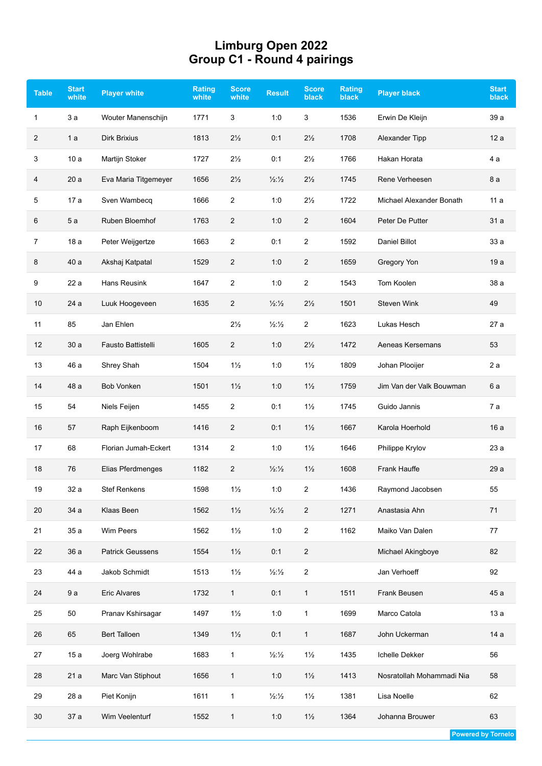# Limburg Open 2022
## Group C1 - Round 4 pairings

| Table | Start white | Player white | Rating white | Score white | Result | Score black | Rating black | Player black | Start black |
|---|---|---|---|---|---|---|---|---|---|
| 1 | 3 a | Wouter Manenschijn | 1771 | 3 | 1:0 | 3 | 1536 | Erwin De Kleijn | 39 a |
| 2 | 1 a | Dirk Brixius | 1813 | 2½ | 0:1 | 2½ | 1708 | Alexander Tipp | 12 a |
| 3 | 10 a | Martijn Stoker | 1727 | 2½ | 0:1 | 2½ | 1766 | Hakan Horata | 4 a |
| 4 | 20 a | Eva Maria Titgemeyer | 1656 | 2½ | ½:½ | 2½ | 1745 | Rene Verheesen | 8 a |
| 5 | 17 a | Sven Wambecq | 1666 | 2 | 1:0 | 2½ | 1722 | Michael Alexander Bonath | 11 a |
| 6 | 5 a | Ruben Bloemhof | 1763 | 2 | 1:0 | 2 | 1604 | Peter De Putter | 31 a |
| 7 | 18 a | Peter Weijgertze | 1663 | 2 | 0:1 | 2 | 1592 | Daniel Billot | 33 a |
| 8 | 40 a | Akshaj Katpatal | 1529 | 2 | 1:0 | 2 | 1659 | Gregory Yon | 19 a |
| 9 | 22 a | Hans Reusink | 1647 | 2 | 1:0 | 2 | 1543 | Tom Koolen | 38 a |
| 10 | 24 a | Luuk Hoogeveen | 1635 | 2 | ½:½ | 2½ | 1501 | Steven Wink | 49 |
| 11 | 85 | Jan Ehlen | | 2½ | ½:½ | 2 | 1623 | Lukas Hesch | 27 a |
| 12 | 30 a | Fausto Battistelli | 1605 | 2 | 1:0 | 2½ | 1472 | Aeneas Kersemans | 53 |
| 13 | 46 a | Shrey Shah | 1504 | 1½ | 1:0 | 1½ | 1809 | Johan Plooijer | 2 a |
| 14 | 48 a | Bob Vonken | 1501 | 1½ | 1:0 | 1½ | 1759 | Jim Van der Valk Bouwman | 6 a |
| 15 | 54 | Niels Feijen | 1455 | 2 | 0:1 | 1½ | 1745 | Guido Jannis | 7 a |
| 16 | 57 | Raph Eijkenboom | 1416 | 2 | 0:1 | 1½ | 1667 | Karola Hoerhold | 16 a |
| 17 | 68 | Florian Jumah-Eckert | 1314 | 2 | 1:0 | 1½ | 1646 | Philippe Krylov | 23 a |
| 18 | 76 | Elias Pferdmenges | 1182 | 2 | ½:½ | 1½ | 1608 | Frank Hauffe | 29 a |
| 19 | 32 a | Stef Renkens | 1598 | 1½ | 1:0 | 2 | 1436 | Raymond Jacobsen | 55 |
| 20 | 34 a | Klaas Been | 1562 | 1½ | ½:½ | 2 | 1271 | Anastasia Ahn | 71 |
| 21 | 35 a | Wim Peers | 1562 | 1½ | 1:0 | 2 | 1162 | Maiko Van Dalen | 77 |
| 22 | 36 a | Patrick Geussens | 1554 | 1½ | 0:1 | 2 | | Michael Akingboye | 82 |
| 23 | 44 a | Jakob Schmidt | 1513 | 1½ | ½:½ | 2 | | Jan Verhoeff | 92 |
| 24 | 9 a | Eric Alvares | 1732 | 1 | 0:1 | 1 | 1511 | Frank Beusen | 45 a |
| 25 | 50 | Pranav Kshirsagar | 1497 | 1½ | 1:0 | 1 | 1699 | Marco Catola | 13 a |
| 26 | 65 | Bert Talloen | 1349 | 1½ | 0:1 | 1 | 1687 | John Uckerman | 14 a |
| 27 | 15 a | Joerg Wohlrabe | 1683 | 1 | ½:½ | 1½ | 1435 | Ichelle Dekker | 56 |
| 28 | 21 a | Marc Van Stiphout | 1656 | 1 | 1:0 | 1½ | 1413 | Nosratollah Mohammadi Nia | 58 |
| 29 | 28 a | Piet Konijn | 1611 | 1 | ½:½ | 1½ | 1381 | Lisa Noelle | 62 |
| 30 | 37 a | Wim Veelenturf | 1552 | 1 | 1:0 | 1½ | 1364 | Johanna Brouwer | 63 |

Powered by Tornelo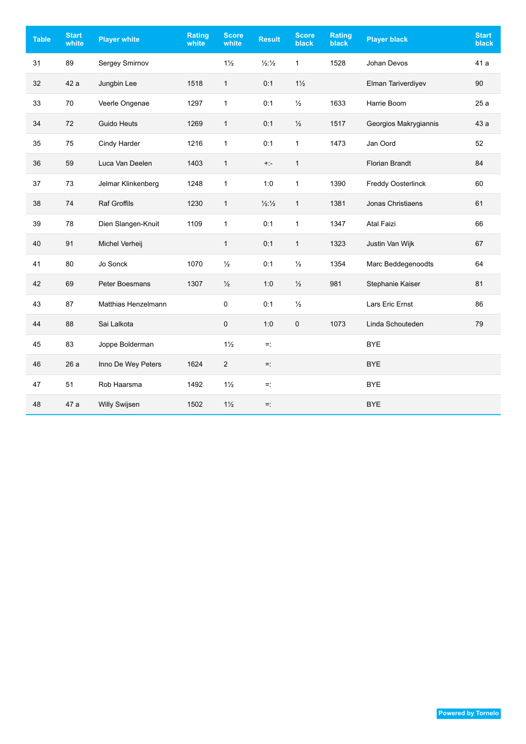| Table | Start white | Player white | Rating white | Score white | Result | Score black | Rating black | Player black | Start black |
|---|---|---|---|---|---|---|---|---|---|
| 31 | 89 | Sergey Smirnov | | 1½ | ½:½ | 1 | 1528 | Johan Devos | 41 a |
| 32 | 42 a | Jungbin Lee | 1518 | 1 | 0:1 | 1½ | | Elman Tariverdiyev | 90 |
| 33 | 70 | Veerle Ongenae | 1297 | 1 | 0:1 | ½ | 1633 | Harrie Boom | 25 a |
| 34 | 72 | Guido Heuts | 1269 | 1 | 0:1 | ½ | 1517 | Georgios Makrygiannis | 43 a |
| 35 | 75 | Cindy Harder | 1216 | 1 | 0:1 | 1 | 1473 | Jan Oord | 52 |
| 36 | 59 | Luca Van Deelen | 1403 | 1 | +:- | 1 | | Florian Brandt | 84 |
| 37 | 73 | Jelmar Klinkenberg | 1248 | 1 | 1:0 | 1 | 1390 | Freddy Oosterlinck | 60 |
| 38 | 74 | Raf Groffils | 1230 | 1 | ½:½ | 1 | 1381 | Jonas Christiaens | 61 |
| 39 | 78 | Dien Slangen-Knuit | 1109 | 1 | 0:1 | 1 | 1347 | Atal Faizi | 66 |
| 40 | 91 | Michel Verheij | | 1 | 0:1 | 1 | 1323 | Justin Van Wijk | 67 |
| 41 | 80 | Jo Sonck | 1070 | ½ | 0:1 | ½ | 1354 | Marc Beddegenoodts | 64 |
| 42 | 69 | Peter Boesmans | 1307 | ½ | 1:0 | ½ | 981 | Stephanie Kaiser | 81 |
| 43 | 87 | Matthias Henzelmann | | 0 | 0:1 | ½ | | Lars Eric Ernst | 86 |
| 44 | 88 | Sai Lalkota | | 0 | 1:0 | 0 | 1073 | Linda Schouteden | 79 |
| 45 | 83 | Joppe Bolderman | | 1½ | =: | | | BYE | |
| 46 | 26 a | Inno De Wey Peters | 1624 | 2 | =: | | | BYE | |
| 47 | 51 | Rob Haarsma | 1492 | 1½ | =: | | | BYE | |
| 48 | 47 a | Willy Swijsen | 1502 | 1½ | =: | | | BYE | |

Powered by Tornelo